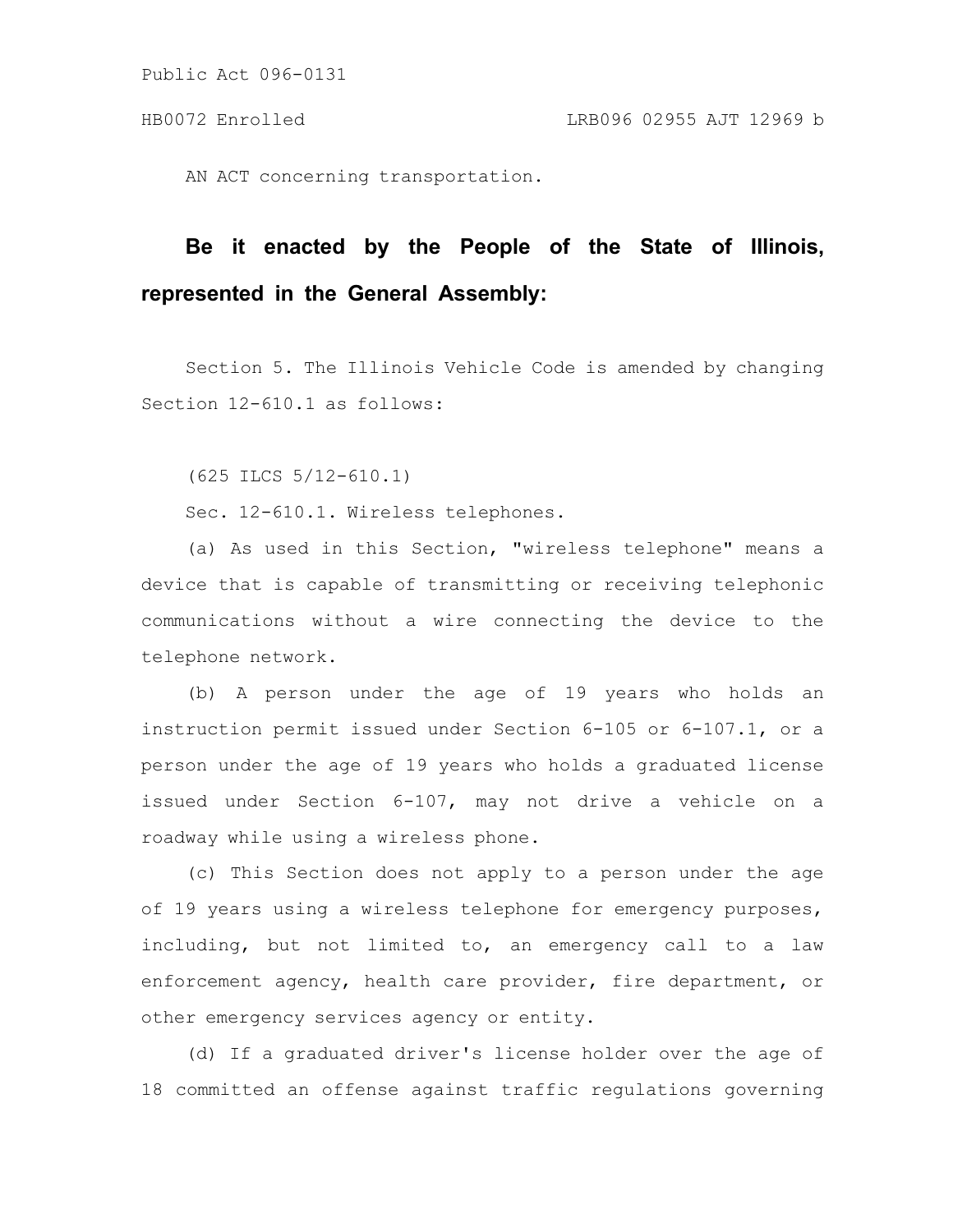Public Act 096-0131

HB0072 Enrolled LRB096 02955 AJT 12969 b

AN ACT concerning transportation.

**Be it enacted by the People of the State of Illinois, represented in the General Assembly:**

Section 5. The Illinois Vehicle Code is amended by changing Section 12-610.1 as follows:

(625 ILCS 5/12-610.1)

Sec. 12-610.1. Wireless telephones.

(a) As used in this Section, "wireless telephone" means a device that is capable of transmitting or receiving telephonic communications without a wire connecting the device to the telephone network.

(b) A person under the age of 19 years who holds an instruction permit issued under Section 6-105 or 6-107.1, or a person under the age of 19 years who holds a graduated license issued under Section 6-107, may not drive a vehicle on a roadway while using a wireless phone.

(c) This Section does not apply to a person under the age of 19 years using a wireless telephone for emergency purposes, including, but not limited to, an emergency call to a law enforcement agency, health care provider, fire department, or other emergency services agency or entity.

(d) If a graduated driver's license holder over the age of 18 committed an offense against traffic regulations governing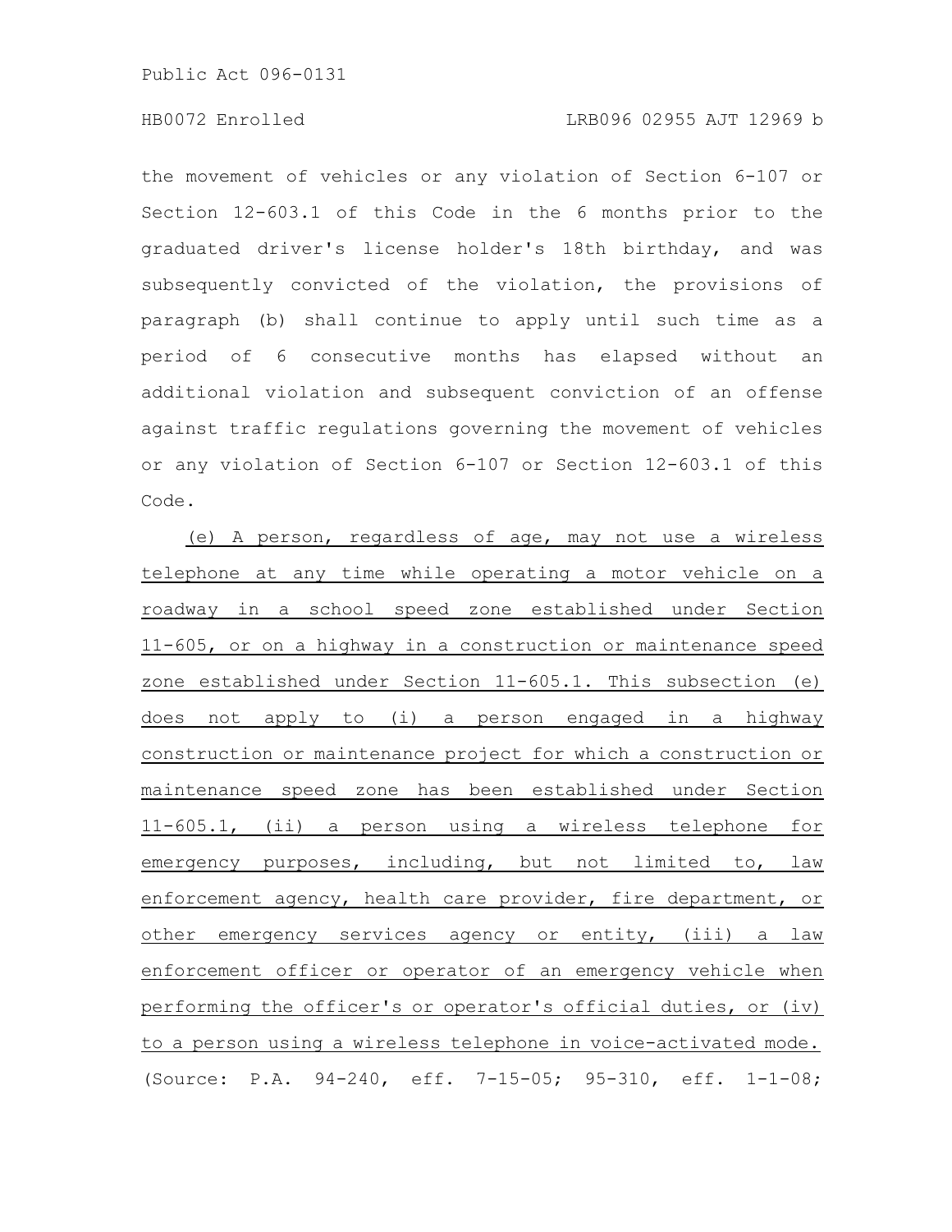the movement of vehicles or any violation of Section 6-107 or Section 12-603.1 of this Code in the 6 months prior to the graduated driver's license holder's 18th birthday, and was subsequently convicted of the violation, the provisions of paragraph (b) shall continue to apply until such time as a period of 6 consecutive months has elapsed without an additional violation and subsequent conviction of an offense against traffic regulations governing the movement of vehicles or any violation of Section 6-107 or Section 12-603.1 of this Code.

(e) A person, regardless of age, may not use a wireless telephone at any time while operating a motor vehicle on a roadway in a school speed zone established under Section 11-605, or on a highway in a construction or maintenance speed zone established under Section 11-605.1. This subsection (e) does not apply to (i) a person engaged in a highway construction or maintenance project for which a construction or maintenance speed zone has been established under Section 11-605.1, (ii) a person using a wireless telephone for emergency purposes, including, but not limited to, law enforcement agency, health care provider, fire department, or other emergency services agency or entity, (iii) a law enforcement officer or operator of an emergency vehicle when performing the officer's or operator's official duties, or (iv) to a person using a wireless telephone in voice-activated mode.

(Source: P.A. 94-240, eff. 7-15-05; 95-310, eff. 1-1-08;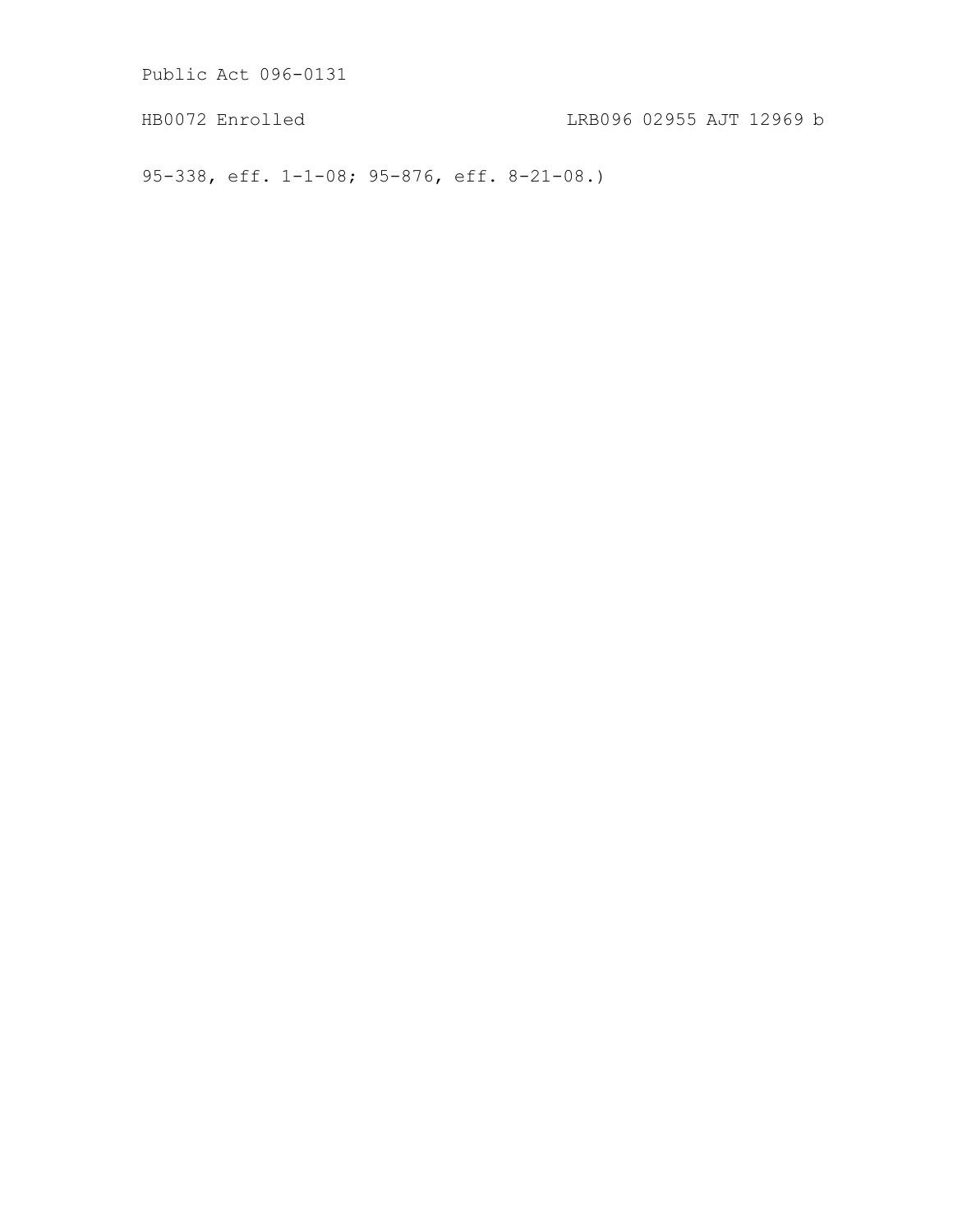95-338, eff. 1-1-08; 95-876, eff. 8-21-08.)